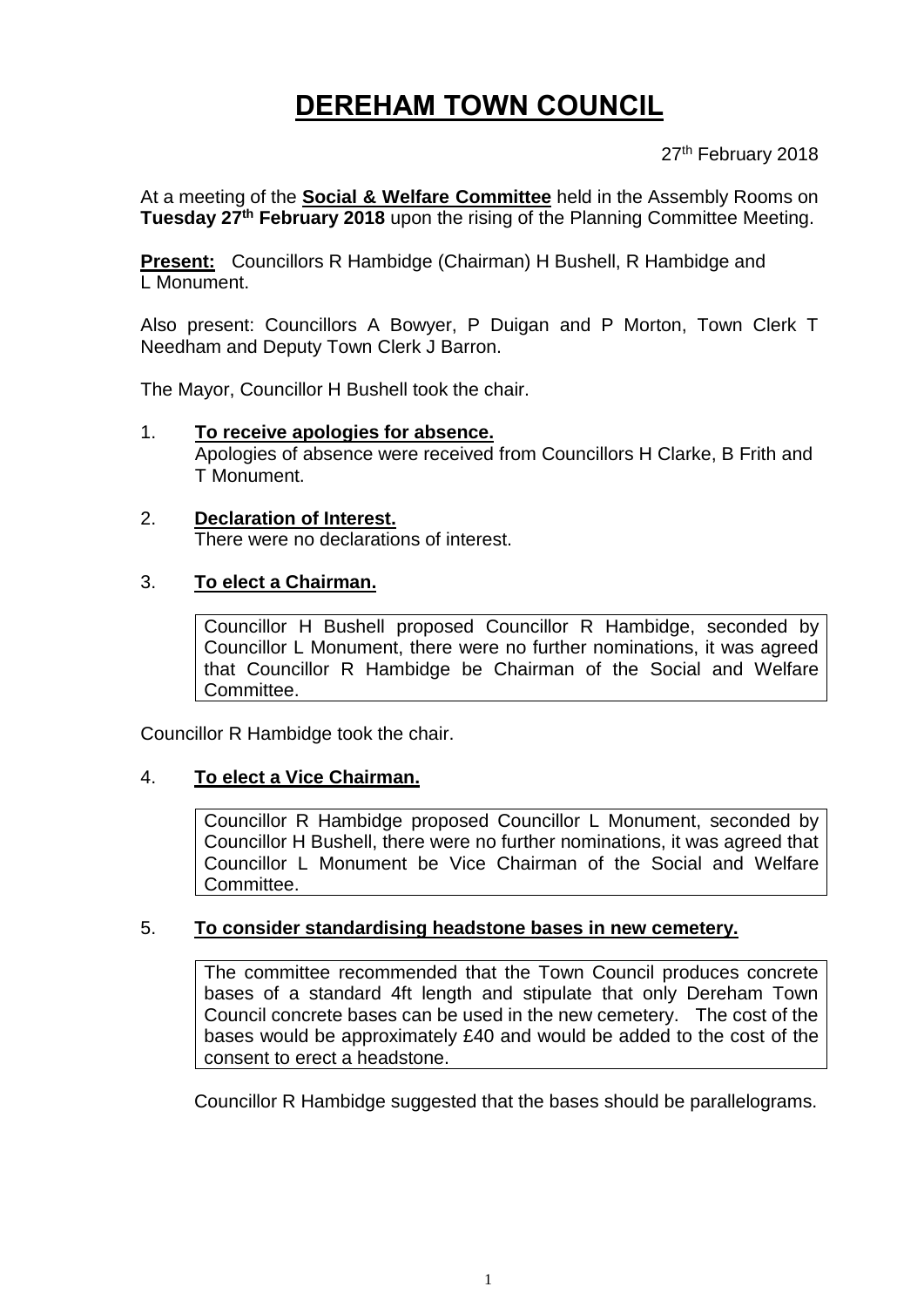# DEREHAM TOWN COUNCIL

27th February 2018

At a meeting of the **Social & Welfare Committee** held in the Assembly Rooms on **Tuesday 27th February 2018** upon the rising of the Planning Committee Meeting.

**Present:** Councillors R Hambidge (Chairman) H Bushell, R Hambidge and L Monument.

Also present: Councillors A Bowyer, P Duigan and P Morton, Town Clerk T Needham and Deputy Town Clerk J Barron.

The Mayor, Councillor H Bushell took the chair.

1. **To receive apologies for absence.**
   Apologies of absence were received from Councillors H Clarke, B Frith and T Monument.

2. **Declaration of Interest.**
   There were no declarations of interest.

3. **To elect a Chairman.**

   Councillor H Bushell proposed Councillor R Hambidge, seconded by Councillor L Monument, there were no further nominations, it was agreed that Councillor R Hambidge be Chairman of the Social and Welfare Committee.

Councillor R Hambidge took the chair.

4. **To elect a Vice Chairman.**

   Councillor R Hambidge proposed Councillor L Monument, seconded by Councillor H Bushell, there were no further nominations, it was agreed that Councillor L Monument be Vice Chairman of the Social and Welfare Committee.

5. **To consider standardising headstone bases in new cemetery.**

   The committee recommended that the Town Council produces concrete bases of a standard 4ft length and stipulate that only Dereham Town Council concrete bases can be used in the new cemetery. The cost of the bases would be approximately £40 and would be added to the cost of the consent to erect a headstone.

   Councillor R Hambidge suggested that the bases should be parallelograms.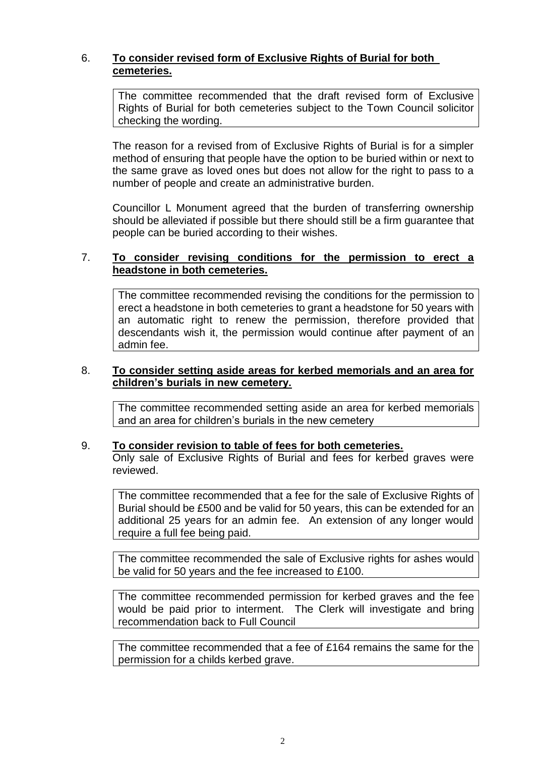6. **To consider revised form of Exclusive Rights of Burial for both cemeteries.**

> The committee recommended that the draft revised form of Exclusive Rights of Burial for both cemeteries subject to the Town Council solicitor checking the wording.

The reason for a revised from of Exclusive Rights of Burial is for a simpler method of ensuring that people have the option to be buried within or next to the same grave as loved ones but does not allow for the right to pass to a number of people and create an administrative burden.

Councillor L Monument agreed that the burden of transferring ownership should be alleviated if possible but there should still be a firm guarantee that people can be buried according to their wishes.

7. **To consider revising conditions for the permission to erect a headstone in both cemeteries.**

> The committee recommended revising the conditions for the permission to erect a headstone in both cemeteries to grant a headstone for 50 years with an automatic right to renew the permission, therefore provided that descendants wish it, the permission would continue after payment of an admin fee.

8. **To consider setting aside areas for kerbed memorials and an area for children's burials in new cemetery.**

> The committee recommended setting aside an area for kerbed memorials and an area for children's burials in the new cemetery

9. **To consider revision to table of fees for both cemeteries.**
Only sale of Exclusive Rights of Burial and fees for kerbed graves were reviewed.

> The committee recommended that a fee for the sale of Exclusive Rights of Burial should be £500 and be valid for 50 years, this can be extended for an additional 25 years for an admin fee. An extension of any longer would require a full fee being paid.

> The committee recommended the sale of Exclusive rights for ashes would be valid for 50 years and the fee increased to £100.

> The committee recommended permission for kerbed graves and the fee would be paid prior to interment. The Clerk will investigate and bring recommendation back to Full Council

> The committee recommended that a fee of £164 remains the same for the permission for a childs kerbed grave.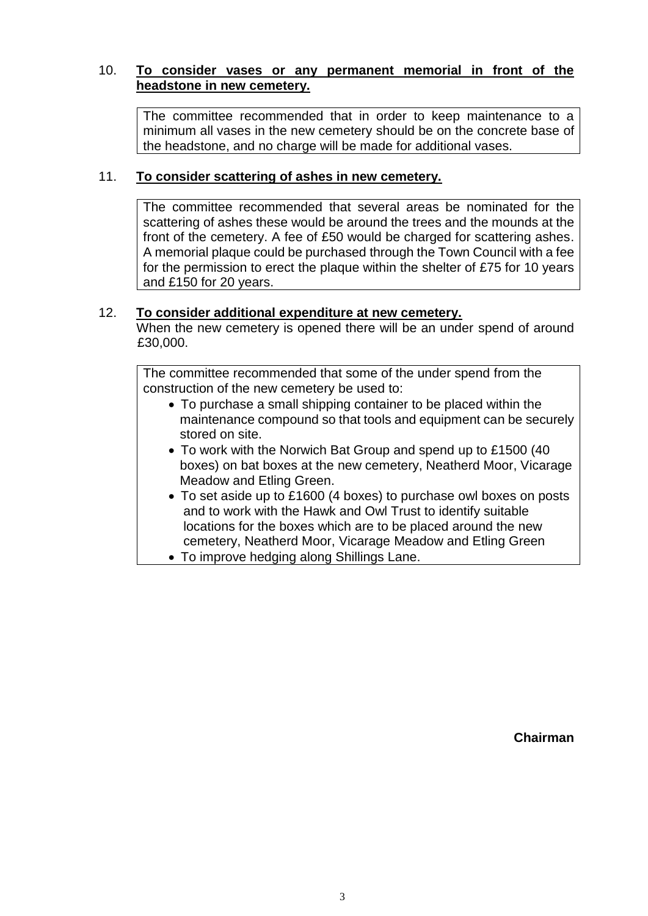10. **To consider vases or any permanent memorial in front of the headstone in new cemetery.**

The committee recommended that in order to keep maintenance to a minimum all vases in the new cemetery should be on the concrete base of the headstone, and no charge will be made for additional vases.

11. **To consider scattering of ashes in new cemetery.**

The committee recommended that several areas be nominated for the scattering of ashes these would be around the trees and the mounds at the front of the cemetery. A fee of £50 would be charged for scattering ashes. A memorial plaque could be purchased through the Town Council with a fee for the permission to erect the plaque within the shelter of £75 for 10 years and £150 for 20 years.

12. **To consider additional expenditure at new cemetery.**

When the new cemetery is opened there will be an under spend of around £30,000.

The committee recommended that some of the under spend from the construction of the new cemetery be used to:

- To purchase a small shipping container to be placed within the maintenance compound so that tools and equipment can be securely stored on site.
- To work with the Norwich Bat Group and spend up to £1500 (40 boxes) on bat boxes at the new cemetery, Neatherd Moor, Vicarage Meadow and Etling Green.
- To set aside up to £1600 (4 boxes) to purchase owl boxes on posts and to work with the Hawk and Owl Trust to identify suitable locations for the boxes which are to be placed around the new cemetery, Neatherd Moor, Vicarage Meadow and Etling Green
- To improve hedging along Shillings Lane.

**Chairman**